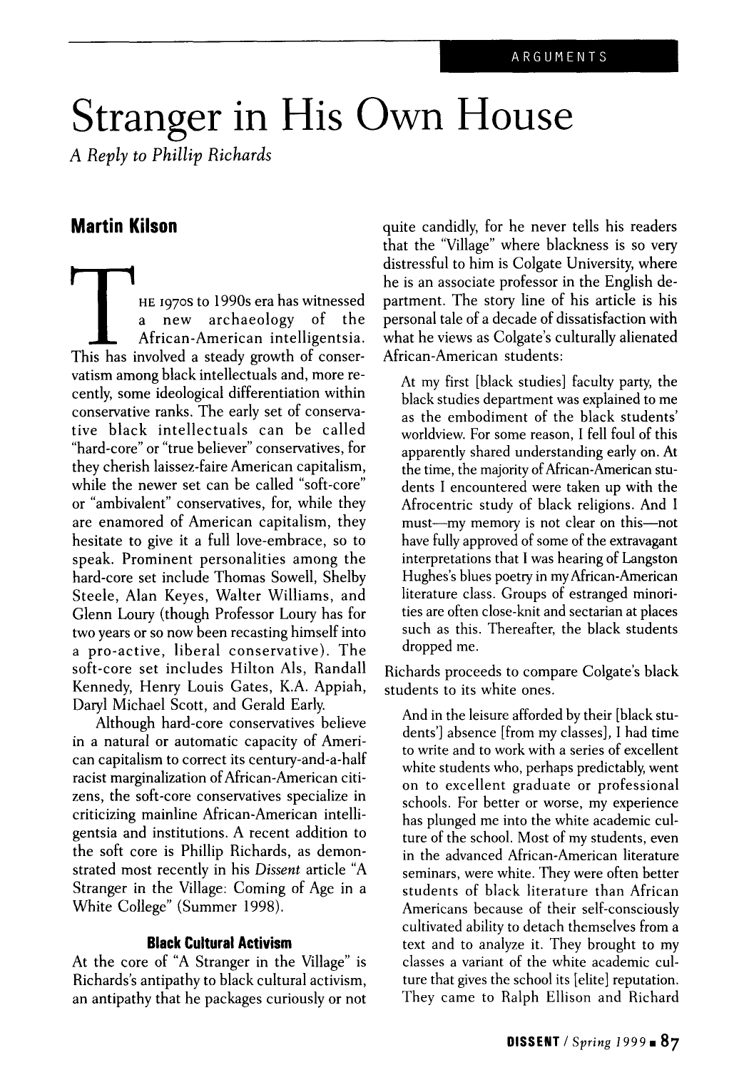ARGUMENTS

# Stranger in His Own House

*A Reply to Phillip Richards*

## Martin Kilson

THE 1970s to 1990s era has witnessed a new archaeology of the African-American intelligentsia. This has involved a steady growth of conservatism among black intellectuals and, more recently, some ideological differentiation within conservative ranks. The early set of conservative black intellectuals can be called "hard-core" or "true believer" conservatives, for they cherish laissez-faire American capitalism, while the newer set can be called "soft-core" or "ambivalent" conservatives, for, while they are enamored of American capitalism, they hesitate to give it a full love-embrace, so to speak. Prominent personalities among the hard-core set include Thomas Sowell, Shelby Steele, Alan Keyes, Walter Williams, and Glenn Loury (though Professor Loury has for two years or so now been recasting himself into a pro-active, liberal conservative). The soft-core set includes Hilton Als, Randall Kennedy, Henry Louis Gates, K.A. Appiah, Daryl Michael Scott, and Gerald Early.

Although hard-core conservatives believe in a natural or automatic capacity of American capitalism to correct its century-and-a-half racist marginalization of African-American citizens, the soft-core conservatives specialize in criticizing mainline African-American intelligentsia and institutions. A recent addition to the soft core is Phillip Richards, as demonstrated most recently in his *Dissent* article "A Stranger in the Village: Coming of Age in a White College" (Summer 1998).

### Black Cultural Activism

At the core of "A Stranger in the Village" is Richards's antipathy to black cultural activism, an antipathy that he packages curiously or not quite candidly, for he never tells his readers that the "Village" where blackness is so very distressful to him is Colgate University, where he is an associate professor in the English department. The story line of his article is his personal tale of a decade of dissatisfaction with what he views as Colgate's culturally alienated African-American students:

> At my first [black studies] faculty party, the black studies department was explained to me as the embodiment of the black students' worldview. For some reason, I fell foul of this apparently shared understanding early on. At the time, the majority of African-American students I encountered were taken up with the Afrocentric study of black religions. And I must—my memory is not clear on this—not have fully approved of some of the extravagant interpretations that I was hearing of Langston Hughes's blues poetry in my African-American literature class. Groups of estranged minorities are often close-knit and sectarian at places such as this. Thereafter, the black students dropped me.

Richards proceeds to compare Colgate's black students to its white ones.

> And in the leisure afforded by their [black students'] absence [from my classes], I had time to write and to work with a series of excellent white students who, perhaps predictably, went on to excellent graduate or professional schools. For better or worse, my experience has plunged me into the white academic culture of the school. Most of my students, even in the advanced African-American literature seminars, were white. They were often better students of black literature than African Americans because of their self-consciously cultivated ability to detach themselves from a text and to analyze it. They brought to my classes a variant of the white academic culture that gives the school its [elite] reputation. They came to Ralph Ellison and Richard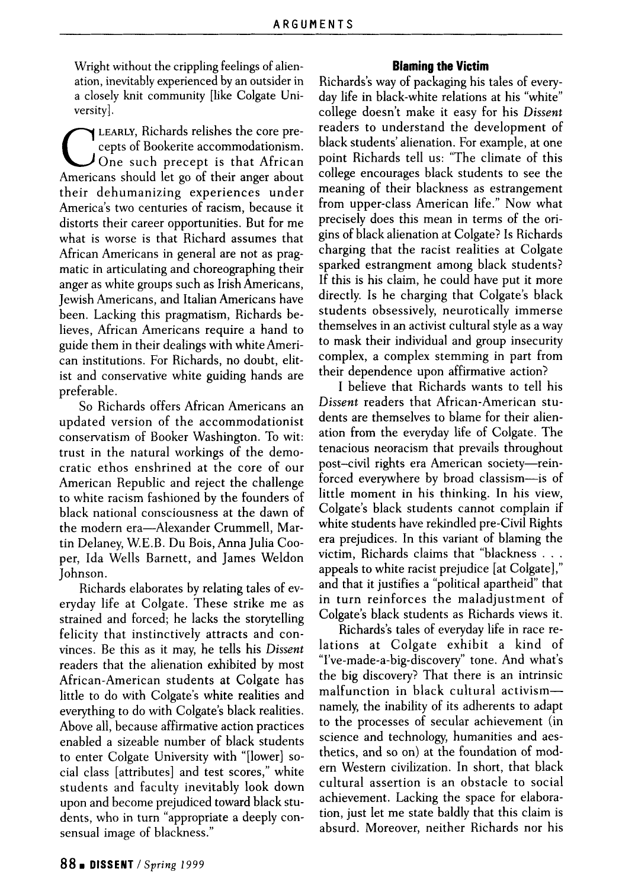Wright without the crippling feelings of alienation, inevitably experienced by an outsider in a closely knit community [like Colgate University].

CLEARLY, Richards relishes the core precepts of Bookerite accommodationism. One such precept is that African Americans should let go of their anger about their dehumanizing experiences under America's two centuries of racism, because it distorts their career opportunities. But for me what is worse is that Richard assumes that African Americans in general are not as pragmatic in articulating and choreographing their anger as white groups such as Irish Americans, Jewish Americans, and Italian Americans have been. Lacking this pragmatism, Richards believes, African Americans require a hand to guide them in their dealings with white American institutions. For Richards, no doubt, elitist and conservative white guiding hands are preferable.

So Richards offers African Americans an updated version of the accommodationist conservatism of Booker Washington. To wit: trust in the natural workings of the democratic ethos enshrined at the core of our American Republic and reject the challenge to white racism fashioned by the founders of black national consciousness at the dawn of the modern era—Alexander Crummell, Martin Delaney, W.E.B. Du Bois, Anna Julia Cooper, Ida Wells Barnett, and James Weldon Johnson.

Richards elaborates by relating tales of everyday life at Colgate. These strike me as strained and forced; he lacks the storytelling felicity that instinctively attracts and convinces. Be this as it may, he tells his *Dissent* readers that the alienation exhibited by most African-American students at Colgate has little to do with Colgate's white realities and everything to do with Colgate's black realities. Above all, because affirmative action practices enabled a sizeable number of black students to enter Colgate University with "[lower] social class [attributes] and test scores," white students and faculty inevitably look down upon and become prejudiced toward black students, who in turn "appropriate a deeply consensual image of blackness."

### Blaming the Victim

Richards's way of packaging his tales of everyday life in black-white relations at his "white" college doesn't make it easy for his *Dissent* readers to understand the development of black students' alienation. For example, at one point Richards tell us: "The climate of this college encourages black students to see the meaning of their blackness as estrangement from upper-class American life." Now what precisely does this mean in terms of the origins of black alienation at Colgate? Is Richards charging that the racist realities at Colgate sparked estrangment among black students? If this is his claim, he could have put it more directly. Is he charging that Colgate's black students obsessively, neurotically immerse themselves in an activist cultural style as a way to mask their individual and group insecurity complex, a complex stemming in part from their dependence upon affirmative action?

I believe that Richards wants to tell his *Dissent* readers that African-American students are themselves to blame for their alienation from the everyday life of Colgate. The tenacious neoracism that prevails throughout post–civil rights era American society—reinforced everywhere by broad classism—is of little moment in his thinking. In his view, Colgate's black students cannot complain if white students have rekindled pre-Civil Rights era prejudices. In this variant of blaming the victim, Richards claims that "blackness . . . appeals to white racist prejudice [at Colgate]," and that it justifies a "political apartheid" that in turn reinforces the maladjustment of Colgate's black students as Richards views it.

Richards's tales of everyday life in race relations at Colgate exhibit a kind of "I've-made-a-big-discovery" tone. And what's the big discovery? That there is an intrinsic malfunction in black cultural activism—namely, the inability of its adherents to adapt to the processes of secular achievement (in science and technology, humanities and aesthetics, and so on) at the foundation of modern Western civilization. In short, that black cultural assertion is an obstacle to social achievement. Lacking the space for elaboration, just let me state baldly that this claim is absurd. Moreover, neither Richards nor his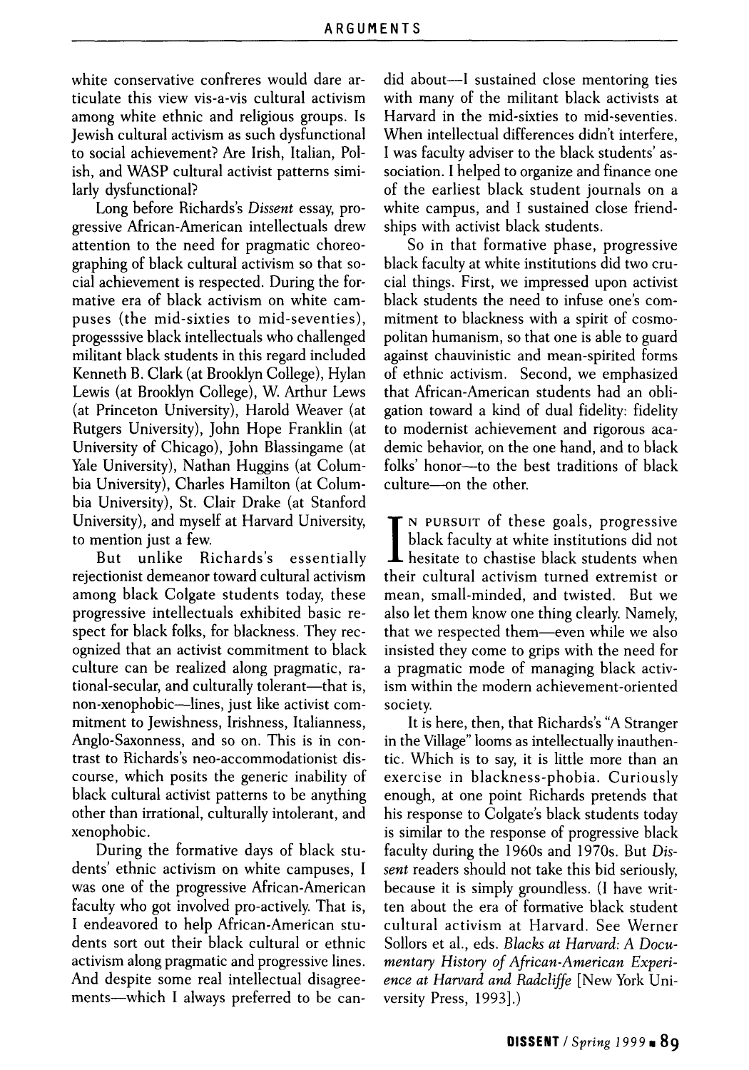white conservative confreres would dare articulate this view vis-a-vis cultural activism among white ethnic and religious groups. Is Jewish cultural activism as such dysfunctional to social achievement? Are Irish, Italian, Polish, and WASP cultural activist patterns similarly dysfunctional?

Long before Richards's *Dissent* essay, progressive African-American intellectuals drew attention to the need for pragmatic choreographing of black cultural activism so that social achievement is respected. During the formative era of black activism on white campuses (the mid-sixties to mid-seventies), progesssive black intellectuals who challenged militant black students in this regard included Kenneth B. Clark (at Brooklyn College), Hylan Lewis (at Brooklyn College), W. Arthur Lews (at Princeton University), Harold Weaver (at Rutgers University), John Hope Franklin (at University of Chicago), John Blassingame (at Yale University), Nathan Huggins (at Columbia University), Charles Hamilton (at Columbia University), St. Clair Drake (at Stanford University), and myself at Harvard University, to mention just a few.

But unlike Richards's essentially rejectionist demeanor toward cultural activism among black Colgate students today, these progressive intellectuals exhibited basic respect for black folks, for blackness. They recognized that an activist commitment to black culture can be realized along pragmatic, rational-secular, and culturally tolerant—that is, non-xenophobic—lines, just like activist commitment to Jewishness, Irishness, Italianness, Anglo-Saxonness, and so on. This is in contrast to Richards's neo-accommodationist discourse, which posits the generic inability of black cultural activist patterns to be anything other than irrational, culturally intolerant, and xenophobic.

During the formative days of black students' ethnic activism on white campuses, I was one of the progressive African-American faculty who got involved pro-actively. That is, I endeavored to help African-American students sort out their black cultural or ethnic activism along pragmatic and progressive lines. And despite some real intellectual disagreements—which I always preferred to be candid about—I sustained close mentoring ties with many of the militant black activists at Harvard in the mid-sixties to mid-seventies. When intellectual differences didn't interfere, I was faculty adviser to the black students' association. I helped to organize and finance one of the earliest black student journals on a white campus, and I sustained close friendships with activist black students.

So in that formative phase, progressive black faculty at white institutions did two crucial things. First, we impressed upon activist black students the need to infuse one's commitment to blackness with a spirit of cosmopolitan humanism, so that one is able to guard against chauvinistic and mean-spirited forms of ethnic activism. Second, we emphasized that African-American students had an obligation toward a kind of dual fidelity: fidelity to modernist achievement and rigorous academic behavior, on the one hand, and to black folks' honor—to the best traditions of black culture—on the other.

In pursuit of these goals, progressive black faculty at white institutions did not hesitate to chastise black students when their cultural activism turned extremist or mean, small-minded, and twisted. But we also let them know one thing clearly. Namely, that we respected them—even while we also insisted they come to grips with the need for a pragmatic mode of managing black activism within the modern achievement-oriented society.

It is here, then, that Richards's "A Stranger in the Village" looms as intellectually inauthentic. Which is to say, it is little more than an exercise in blackness-phobia. Curiously enough, at one point Richards pretends that his response to Colgate's black students today is similar to the response of progressive black faculty during the 1960s and 1970s. But *Dissent* readers should not take this bid seriously, because it is simply groundless. (I have written about the era of formative black student cultural activism at Harvard. See Werner Sollors et al., eds. *Blacks at Harvard: A Documentary History of African-American Experience at Harvard and Radcliffe* [New York University Press, 1993].)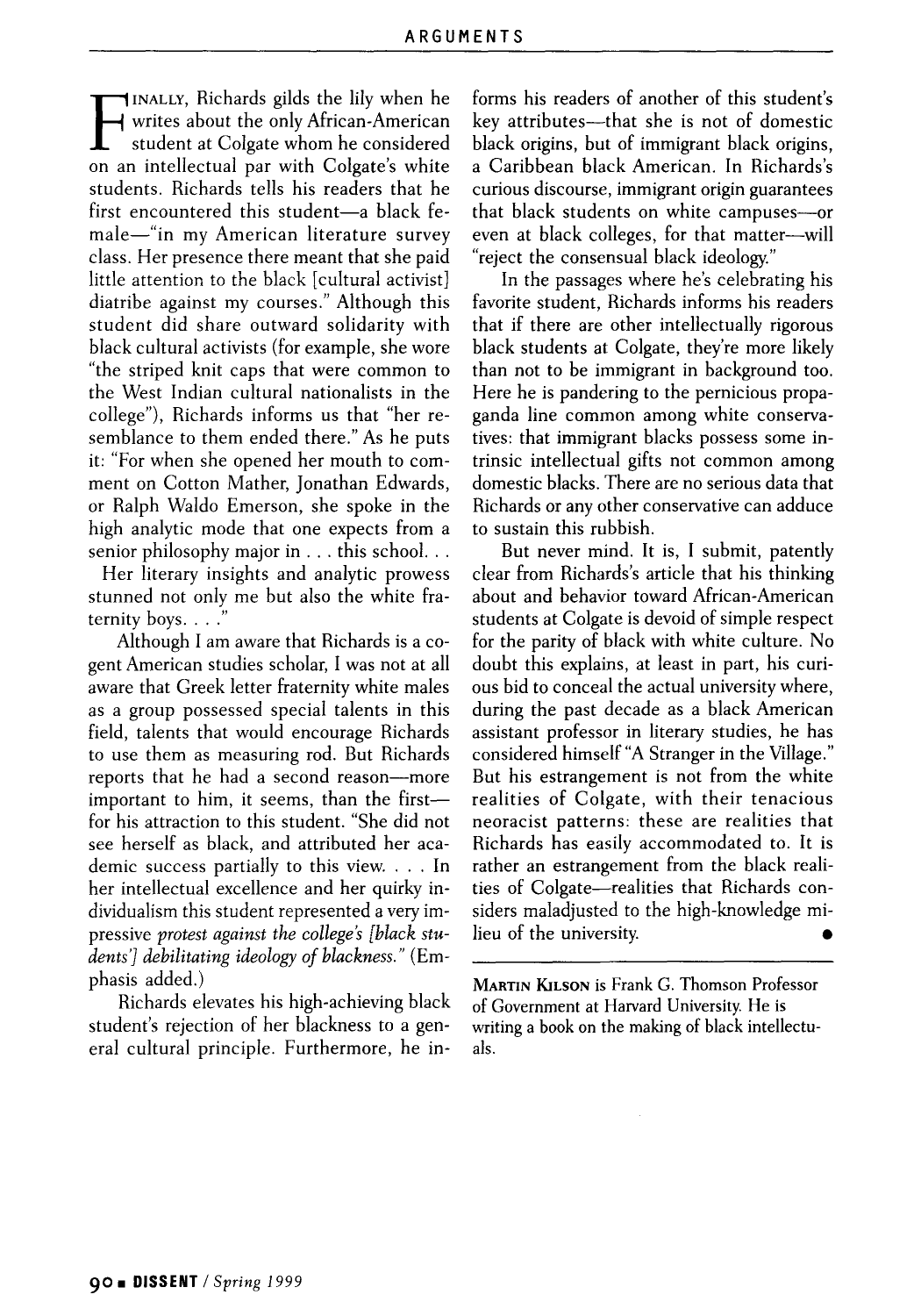FINALLY, Richards gilds the lily when he writes about the only African-American student at Colgate whom he considered on an intellectual par with Colgate's white students. Richards tells his readers that he first encountered this student—a black female—"in my American literature survey class. Her presence there meant that she paid little attention to the black [cultural activist] diatribe against my courses." Although this student did share outward solidarity with black cultural activists (for example, she wore "the striped knit caps that were common to the West Indian cultural nationalists in the college"), Richards informs us that "her resemblance to them ended there." As he puts it: "For when she opened her mouth to comment on Cotton Mather, Jonathan Edwards, or Ralph Waldo Emerson, she spoke in the high analytic mode that one expects from a senior philosophy major in . . . this school. . .

Her literary insights and analytic prowess stunned not only me but also the white fraternity boys. . . ."

Although I am aware that Richards is a cogent American studies scholar, I was not at all aware that Greek letter fraternity white males as a group possessed special talents in this field, talents that would encourage Richards to use them as measuring rod. But Richards reports that he had a second reason—more important to him, it seems, than the first—for his attraction to this student. "She did not see herself as black, and attributed her academic success partially to this view. . . . In her intellectual excellence and her quirky individualism this student represented a very impressive *protest against the college's [black students'] debilitating ideology of blackness.*" (Emphasis added.)

Richards elevates his high-achieving black student's rejection of her blackness to a general cultural principle. Furthermore, he informs his readers of another of this student's key attributes—that she is not of domestic black origins, but of immigrant black origins, a Caribbean black American. In Richards's curious discourse, immigrant origin guarantees that black students on white campuses—or even at black colleges, for that matter—will "reject the consensual black ideology."

In the passages where he's celebrating his favorite student, Richards informs his readers that if there are other intellectually rigorous black students at Colgate, they're more likely than not to be immigrant in background too. Here he is pandering to the pernicious propaganda line common among white conservatives: that immigrant blacks possess some intrinsic intellectual gifts not common among domestic blacks. There are no serious data that Richards or any other conservative can adduce to sustain this rubbish.

But never mind. It is, I submit, patently clear from Richards's article that his thinking about and behavior toward African-American students at Colgate is devoid of simple respect for the parity of black with white culture. No doubt this explains, at least in part, his curious bid to conceal the actual university where, during the past decade as a black American assistant professor in literary studies, he has considered himself "A Stranger in the Village." But his estrangement is not from the white realities of Colgate, with their tenacious neoracist patterns: these are realities that Richards has easily accommodated to. It is rather an estrangement from the black realities of Colgate—realities that Richards considers maladjusted to the high-knowledge milieu of the university. ●

---

MARTIN KILSON is Frank G. Thomson Professor of Government at Harvard University. He is writing a book on the making of black intellectuals.